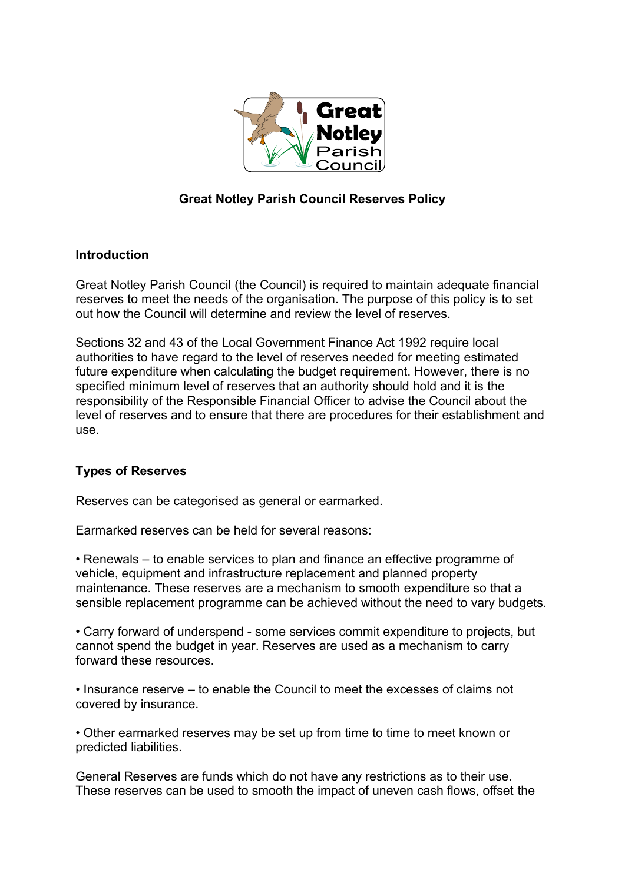# Great Notley Parish Council Reserves Policy

## Introduction

Great Notley Parish Council (the Council) is required to maintain adequate financial reserves to meet the needs of the organisation. The purpose of this policy is to set out how the Council will determine and review the level of reserves.

Sections 32 and 43 of the Local Government Finance Act 1992 require local authorities to have regard to the level of reserves needed for meeting estimated future expenditure when calculating the budget requirement. However, there is no specified minimum level of reserves that an authority should hold and it is the responsibility of the Responsible Financial Officer to advise the Council about the level of reserves and to ensure that there are procedures for their establishment and use.

## Types of Reserves

Reserves can be categorised as general or earmarked.

Earmarked reserves can be held for several reasons:

- Renewals – to enable services to plan and finance an effective programme of vehicle, equipment and infrastructure replacement and planned property maintenance. These reserves are a mechanism to smooth expenditure so that a sensible replacement programme can be achieved without the need to vary budgets.

- Carry forward of underspend - some services commit expenditure to projects, but cannot spend the budget in year. Reserves are used as a mechanism to carry forward these resources.

- Insurance reserve – to enable the Council to meet the excesses of claims not covered by insurance.

- Other earmarked reserves may be set up from time to time to meet known or predicted liabilities.

General Reserves are funds which do not have any restrictions as to their use. These reserves can be used to smooth the impact of uneven cash flows, offset the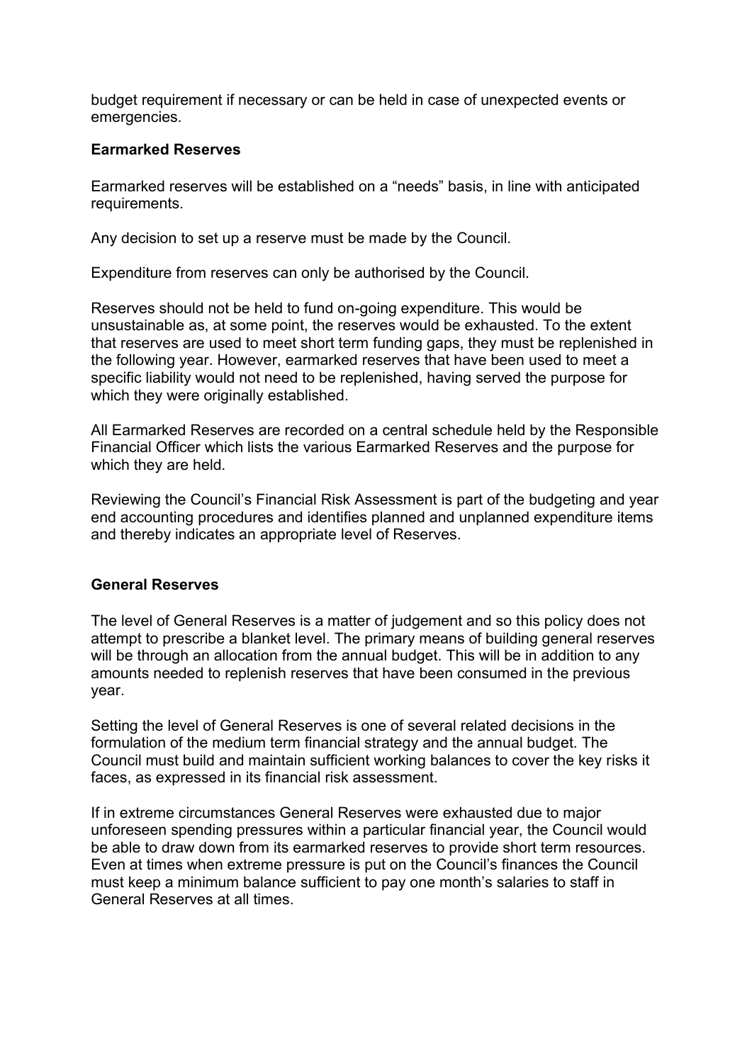budget requirement if necessary or can be held in case of unexpected events or emergencies.

**Earmarked Reserves**

Earmarked reserves will be established on a “needs” basis, in line with anticipated requirements.

Any decision to set up a reserve must be made by the Council.

Expenditure from reserves can only be authorised by the Council.

Reserves should not be held to fund on-going expenditure. This would be unsustainable as, at some point, the reserves would be exhausted. To the extent that reserves are used to meet short term funding gaps, they must be replenished in the following year. However, earmarked reserves that have been used to meet a specific liability would not need to be replenished, having served the purpose for which they were originally established.

All Earmarked Reserves are recorded on a central schedule held by the Responsible Financial Officer which lists the various Earmarked Reserves and the purpose for which they are held.

Reviewing the Council’s Financial Risk Assessment is part of the budgeting and year end accounting procedures and identifies planned and unplanned expenditure items and thereby indicates an appropriate level of Reserves.

**General Reserves**

The level of General Reserves is a matter of judgement and so this policy does not attempt to prescribe a blanket level. The primary means of building general reserves will be through an allocation from the annual budget. This will be in addition to any amounts needed to replenish reserves that have been consumed in the previous year.

Setting the level of General Reserves is one of several related decisions in the formulation of the medium term financial strategy and the annual budget. The Council must build and maintain sufficient working balances to cover the key risks it faces, as expressed in its financial risk assessment.

If in extreme circumstances General Reserves were exhausted due to major unforeseen spending pressures within a particular financial year, the Council would be able to draw down from its earmarked reserves to provide short term resources. Even at times when extreme pressure is put on the Council’s finances the Council must keep a minimum balance sufficient to pay one month’s salaries to staff in General Reserves at all times.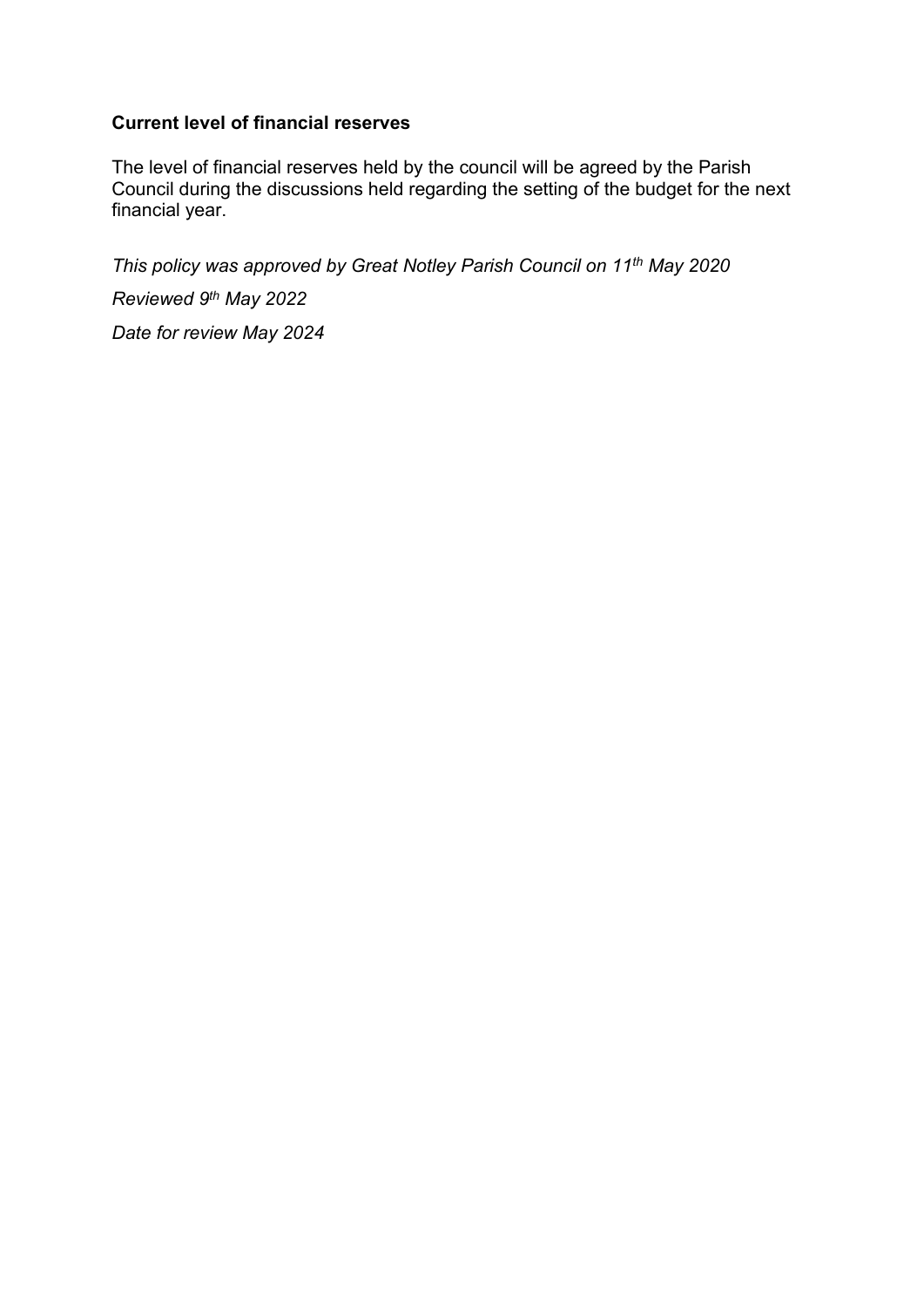**Current level of financial reserves**

The level of financial reserves held by the council will be agreed by the Parish Council during the discussions held regarding the setting of the budget for the next financial year.

*This policy was approved by Great Notley Parish Council on 11th May 2020*

*Reviewed 9th May 2022*

*Date for review May 2024*